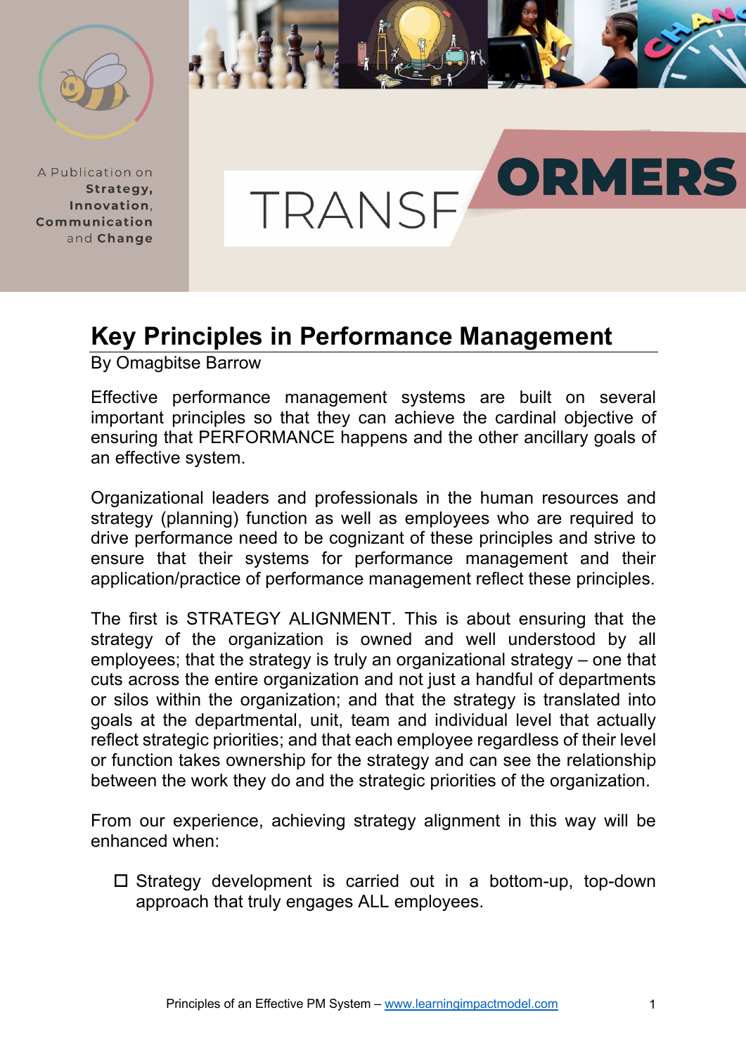A Publication on **Strategy, Innovation, Communication** and **Change**

# TRANSFORMERS

## Key Principles in Performance Management

By Omagbitse Barrow

Effective performance management systems are built on several important principles so that they can achieve the cardinal objective of ensuring that PERFORMANCE happens and the other ancillary goals of an effective system.

Organizational leaders and professionals in the human resources and strategy (planning) function as well as employees who are required to drive performance need to be cognizant of these principles and strive to ensure that their systems for performance management and their application/practice of performance management reflect these principles.

The first is STRATEGY ALIGNMENT. This is about ensuring that the strategy of the organization is owned and well understood by all employees; that the strategy is truly an organizational strategy – one that cuts across the entire organization and not just a handful of departments or silos within the organization; and that the strategy is translated into goals at the departmental, unit, team and individual level that actually reflect strategic priorities; and that each employee regardless of their level or function takes ownership for the strategy and can see the relationship between the work they do and the strategic priorities of the organization.

From our experience, achieving strategy alignment in this way will be enhanced when:

- ☐ Strategy development is carried out in a bottom-up, top-down approach that truly engages ALL employees.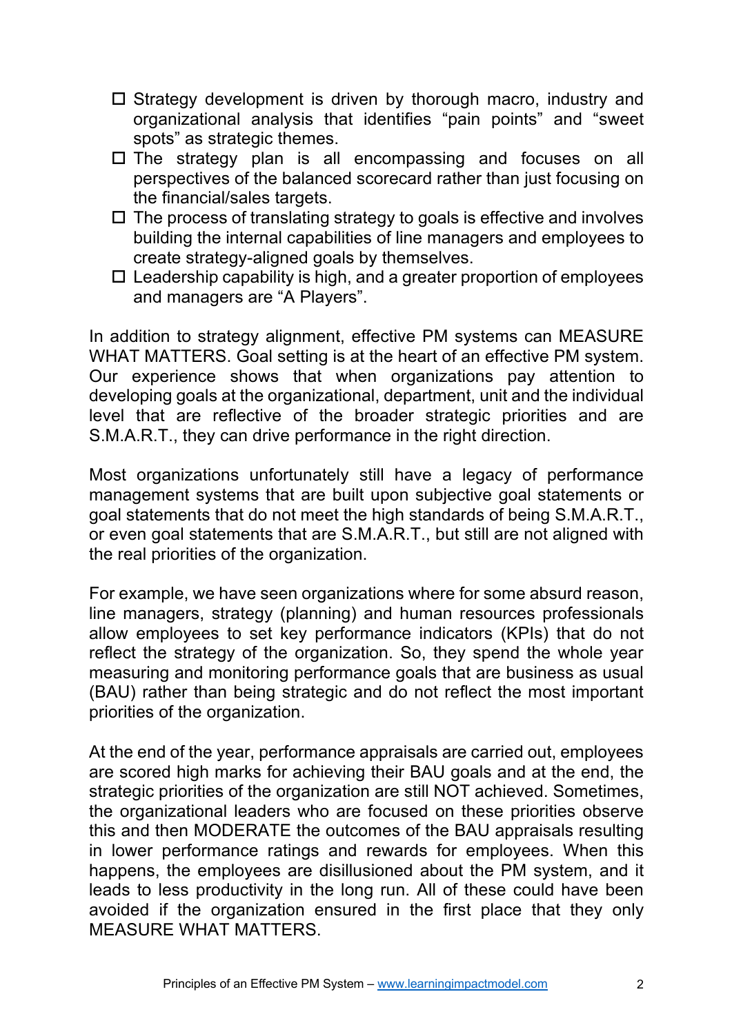- ☐ Strategy development is driven by thorough macro, industry and organizational analysis that identifies “pain points” and “sweet spots” as strategic themes.
- ☐ The strategy plan is all encompassing and focuses on all perspectives of the balanced scorecard rather than just focusing on the financial/sales targets.
- ☐ The process of translating strategy to goals is effective and involves building the internal capabilities of line managers and employees to create strategy-aligned goals by themselves.
- ☐ Leadership capability is high, and a greater proportion of employees and managers are “A Players”.

In addition to strategy alignment, effective PM systems can MEASURE WHAT MATTERS. Goal setting is at the heart of an effective PM system. Our experience shows that when organizations pay attention to developing goals at the organizational, department, unit and the individual level that are reflective of the broader strategic priorities and are S.M.A.R.T., they can drive performance in the right direction.

Most organizations unfortunately still have a legacy of performance management systems that are built upon subjective goal statements or goal statements that do not meet the high standards of being S.M.A.R.T., or even goal statements that are S.M.A.R.T., but still are not aligned with the real priorities of the organization.

For example, we have seen organizations where for some absurd reason, line managers, strategy (planning) and human resources professionals allow employees to set key performance indicators (KPIs) that do not reflect the strategy of the organization. So, they spend the whole year measuring and monitoring performance goals that are business as usual (BAU) rather than being strategic and do not reflect the most important priorities of the organization.

At the end of the year, performance appraisals are carried out, employees are scored high marks for achieving their BAU goals and at the end, the strategic priorities of the organization are still NOT achieved. Sometimes, the organizational leaders who are focused on these priorities observe this and then MODERATE the outcomes of the BAU appraisals resulting in lower performance ratings and rewards for employees. When this happens, the employees are disillusioned about the PM system, and it leads to less productivity in the long run. All of these could have been avoided if the organization ensured in the first place that they only MEASURE WHAT MATTERS.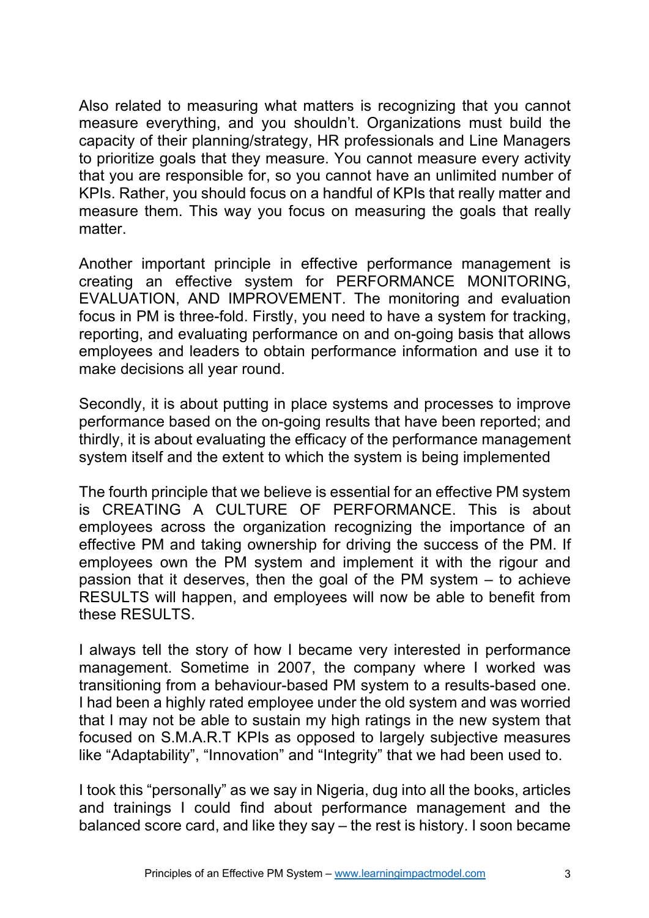Also related to measuring what matters is recognizing that you cannot measure everything, and you shouldn't. Organizations must build the capacity of their planning/strategy, HR professionals and Line Managers to prioritize goals that they measure. You cannot measure every activity that you are responsible for, so you cannot have an unlimited number of KPIs. Rather, you should focus on a handful of KPIs that really matter and measure them. This way you focus on measuring the goals that really matter.

Another important principle in effective performance management is creating an effective system for PERFORMANCE MONITORING, EVALUATION, AND IMPROVEMENT. The monitoring and evaluation focus in PM is three-fold. Firstly, you need to have a system for tracking, reporting, and evaluating performance on and on-going basis that allows employees and leaders to obtain performance information and use it to make decisions all year round.

Secondly, it is about putting in place systems and processes to improve performance based on the on-going results that have been reported; and thirdly, it is about evaluating the efficacy of the performance management system itself and the extent to which the system is being implemented

The fourth principle that we believe is essential for an effective PM system is CREATING A CULTURE OF PERFORMANCE. This is about employees across the organization recognizing the importance of an effective PM and taking ownership for driving the success of the PM. If employees own the PM system and implement it with the rigour and passion that it deserves, then the goal of the PM system – to achieve RESULTS will happen, and employees will now be able to benefit from these RESULTS.

I always tell the story of how I became very interested in performance management. Sometime in 2007, the company where I worked was transitioning from a behaviour-based PM system to a results-based one. I had been a highly rated employee under the old system and was worried that I may not be able to sustain my high ratings in the new system that focused on S.M.A.R.T KPIs as opposed to largely subjective measures like "Adaptability", "Innovation" and "Integrity" that we had been used to.

I took this "personally" as we say in Nigeria, dug into all the books, articles and trainings I could find about performance management and the balanced score card, and like they say – the rest is history. I soon became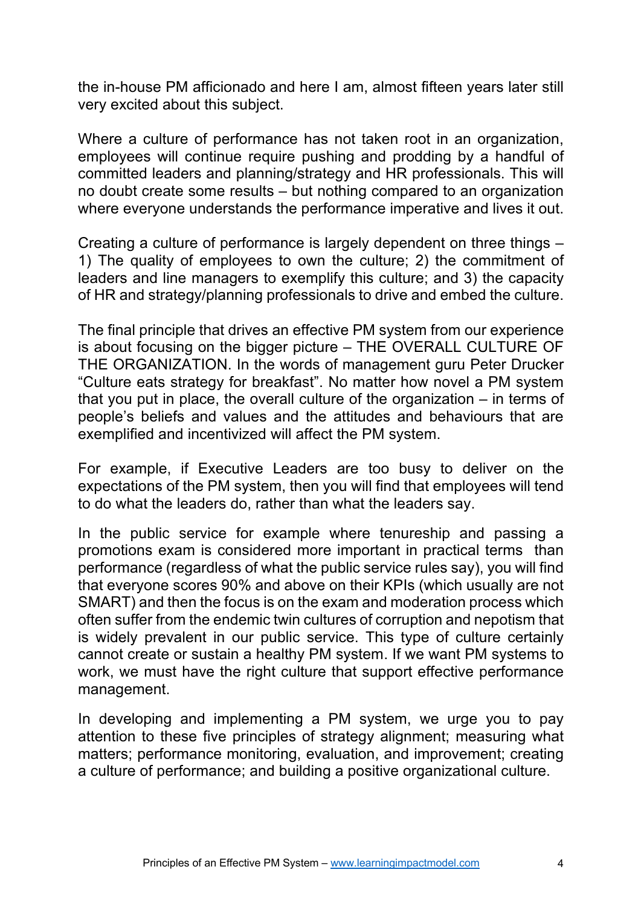the in-house PM afficionado and here I am, almost fifteen years later still very excited about this subject.

Where a culture of performance has not taken root in an organization, employees will continue require pushing and prodding by a handful of committed leaders and planning/strategy and HR professionals. This will no doubt create some results – but nothing compared to an organization where everyone understands the performance imperative and lives it out.

Creating a culture of performance is largely dependent on three things – 1) The quality of employees to own the culture; 2) the commitment of leaders and line managers to exemplify this culture; and 3) the capacity of HR and strategy/planning professionals to drive and embed the culture.

The final principle that drives an effective PM system from our experience is about focusing on the bigger picture – THE OVERALL CULTURE OF THE ORGANIZATION. In the words of management guru Peter Drucker "Culture eats strategy for breakfast". No matter how novel a PM system that you put in place, the overall culture of the organization – in terms of people's beliefs and values and the attitudes and behaviours that are exemplified and incentivized will affect the PM system.

For example, if Executive Leaders are too busy to deliver on the expectations of the PM system, then you will find that employees will tend to do what the leaders do, rather than what the leaders say.

In the public service for example where tenureship and passing a promotions exam is considered more important in practical terms than performance (regardless of what the public service rules say), you will find that everyone scores 90% and above on their KPIs (which usually are not SMART) and then the focus is on the exam and moderation process which often suffer from the endemic twin cultures of corruption and nepotism that is widely prevalent in our public service. This type of culture certainly cannot create or sustain a healthy PM system. If we want PM systems to work, we must have the right culture that support effective performance management.

In developing and implementing a PM system, we urge you to pay attention to these five principles of strategy alignment; measuring what matters; performance monitoring, evaluation, and improvement; creating a culture of performance; and building a positive organizational culture.